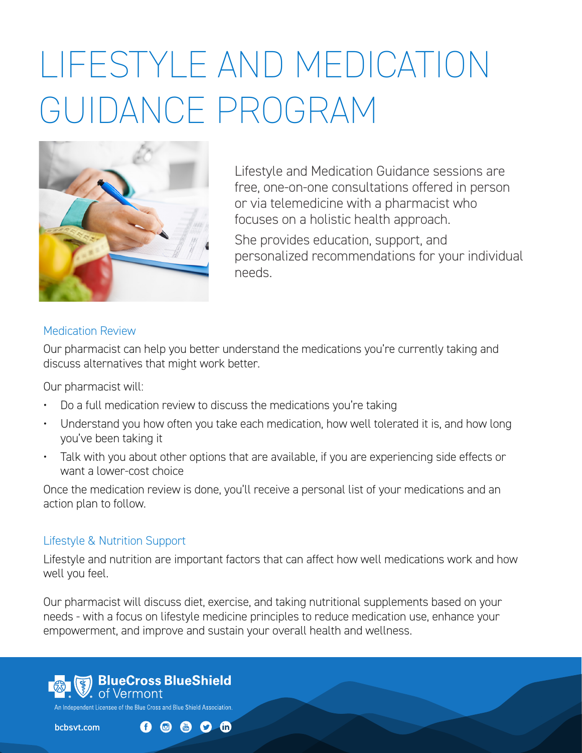# LIFESTYLE AND MEDICATION GUIDANCE PROGRAM

Lifestyle and Medication Guidance sessions are free, one-on-one consultations offered in person or via telemedicine with a pharmacist who focuses on a holistic health approach.

She provides education, support, and personalized recommendations for your individual needs.

## Medication Review

Our pharmacist can help you better understand the medications you're currently taking and discuss alternatives that might work better.

Our pharmacist will:

- Do a full medication review to discuss the medications you're taking
- Understand you how often you take each medication, how well tolerated it is, and how long you've been taking it
- Talk with you about other options that are available, if you are experiencing side effects or want a lower-cost choice

Once the medication review is done, you'll receive a personal list of your medications and an action plan to follow.

## Lifestyle & Nutrition Support

Lifestyle and nutrition are important factors that can affect how well medications work and how well you feel.

Our pharmacist will discuss diet, exercise, and taking nutritional supplements based on your needs - with a focus on lifestyle medicine principles to reduce medication use, enhance your empowerment, and improve and sustain your overall health and wellness.

BlueCross BlueShield of Vermont

An Independent Licensee of the Blue Cross and Blue Shield Association.

bcbsvt.com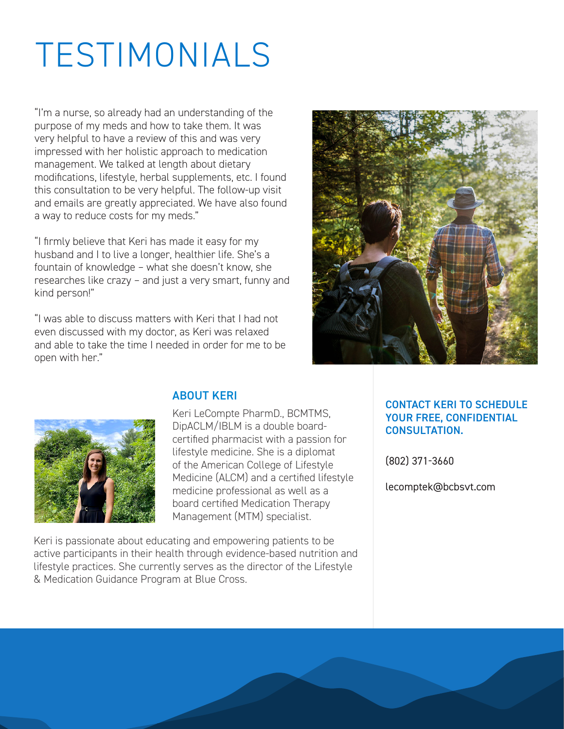# TESTIMONIALS

"I'm a nurse, so already had an understanding of the purpose of my meds and how to take them. It was very helpful to have a review of this and was very impressed with her holistic approach to medication management. We talked at length about dietary modifications, lifestyle, herbal supplements, etc. I found this consultation to be very helpful. The follow-up visit and emails are greatly appreciated. We have also found a way to reduce costs for my meds."

"I firmly believe that Keri has made it easy for my husband and I to live a longer, healthier life. She's a fountain of knowledge – what she doesn't know, she researches like crazy – and just a very smart, funny and kind person!"

"I was able to discuss matters with Keri that I had not even discussed with my doctor, as Keri was relaxed and able to take the time I needed in order for me to be open with her."

## ABOUT KERI

Keri LeCompte PharmD., BCMTMS, DipACLM/IBLM is a double board-certified pharmacist with a passion for lifestyle medicine. She is a diplomat of the American College of Lifestyle Medicine (ALCM) and a certified lifestyle medicine professional as well as a board certified Medication Therapy Management (MTM) specialist.

Keri is passionate about educating and empowering patients to be active participants in their health through evidence-based nutrition and lifestyle practices. She currently serves as the director of the Lifestyle & Medication Guidance Program at Blue Cross.

## CONTACT KERI TO SCHEDULE YOUR FREE, CONFIDENTIAL CONSULTATION.

(802) 371-3660

lecomptek@bcbsvt.com